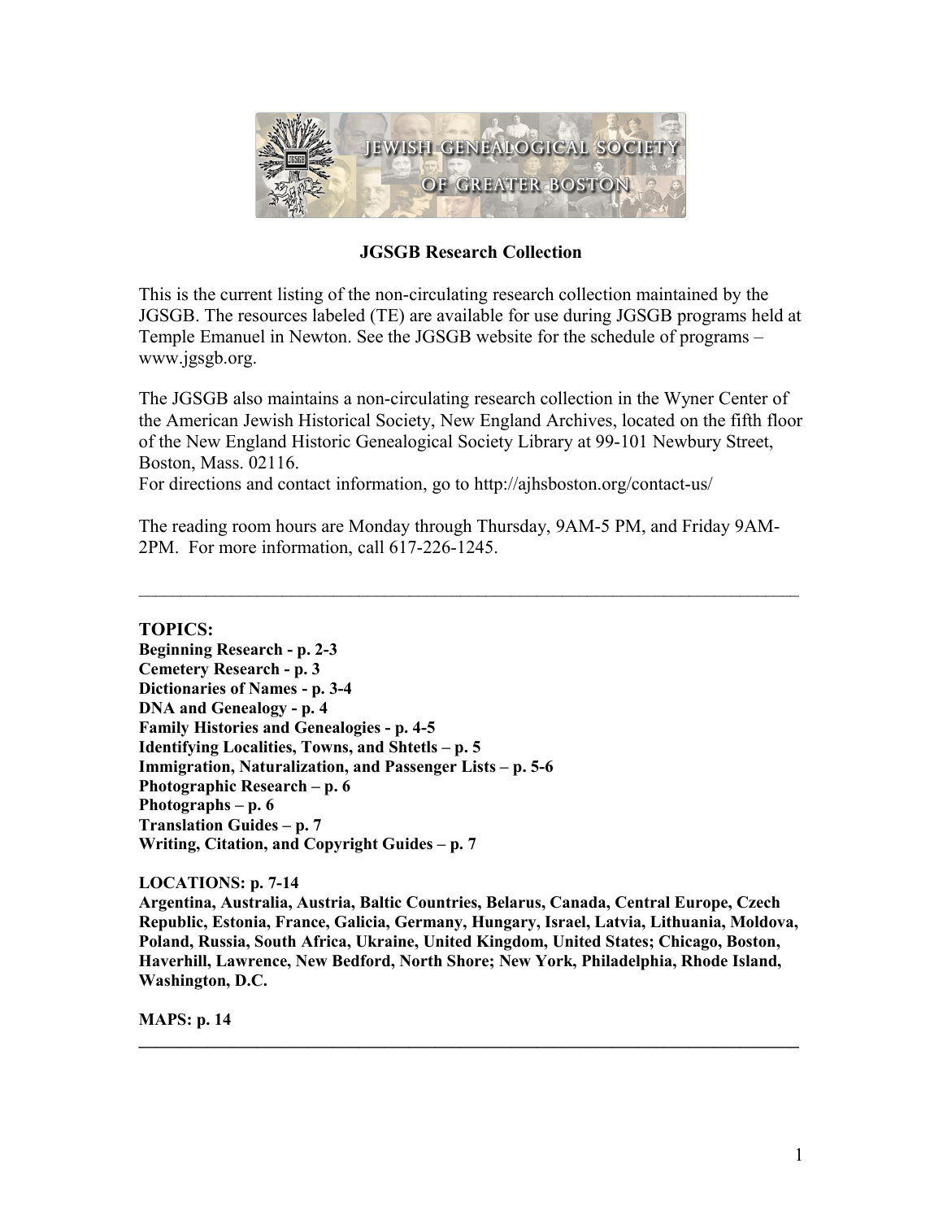# JGSGB Research Collection

This is the current listing of the non-circulating research collection maintained by the JGSGB. The resources labeled (TE) are available for use during JGSGB programs held at Temple Emanuel in Newton. See the JGSGB website for the schedule of programs – www.jgsgb.org.

The JGSGB also maintains a non-circulating research collection in the Wyner Center of the American Jewish Historical Society, New England Archives, located on the fifth floor of the New England Historic Genealogical Society Library at 99-101 Newbury Street, Boston, Mass. 02116.
For directions and contact information, go to http://ajhsboston.org/contact-us/

The reading room hours are Monday through Thursday, 9AM-5 PM, and Friday 9AM-2PM. For more information, call 617-226-1245.

---

**TOPICS:**
**Beginning Research - p. 2-3**
**Cemetery Research - p. 3**
**Dictionaries of Names - p. 3-4**
**DNA and Genealogy - p. 4**
**Family Histories and Genealogies - p. 4-5**
**Identifying Localities, Towns, and Shtetls – p. 5**
**Immigration, Naturalization, and Passenger Lists – p. 5-6**
**Photographic Research – p. 6**
**Photographs – p. 6**
**Translation Guides – p. 7**
**Writing, Citation, and Copyright Guides – p. 7**

**LOCATIONS: p. 7-14**
**Argentina, Australia, Austria, Baltic Countries, Belarus, Canada, Central Europe, Czech Republic, Estonia, France, Galicia, Germany, Hungary, Israel, Latvia, Lithuania, Moldova, Poland, Russia, South Africa, Ukraine, United Kingdom, United States; Chicago, Boston, Haverhill, Lawrence, New Bedford, North Shore; New York, Philadelphia, Rhode Island, Washington, D.C.**

**MAPS: p. 14**

---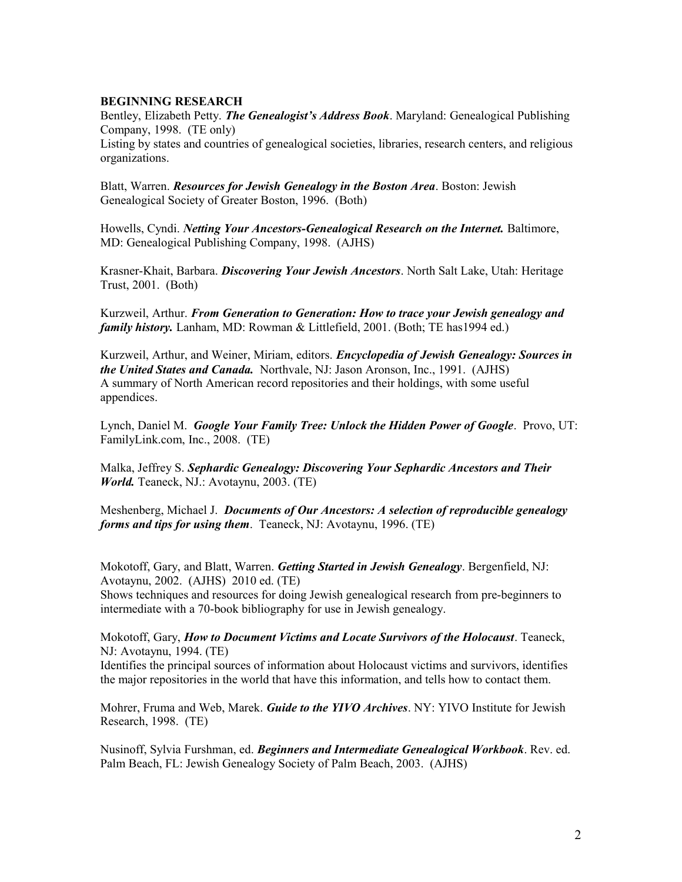**BEGINNING RESEARCH**

Bentley, Elizabeth Petty. ***The Genealogist's Address Book***. Maryland: Genealogical Publishing Company, 1998. (TE only)
Listing by states and countries of genealogical societies, libraries, research centers, and religious organizations.

Blatt, Warren. ***Resources for Jewish Genealogy in the Boston Area***. Boston: Jewish Genealogical Society of Greater Boston, 1996. (Both)

Howells, Cyndi. ***Netting Your Ancestors-Genealogical Research on the Internet.*** Baltimore, MD: Genealogical Publishing Company, 1998. (AJHS)

Krasner-Khait, Barbara. ***Discovering Your Jewish Ancestors***. North Salt Lake, Utah: Heritage Trust, 2001. (Both)

Kurzweil, Arthur. ***From Generation to Generation: How to trace your Jewish genealogy and family history.*** Lanham, MD: Rowman & Littlefield, 2001. (Both; TE has1994 ed.)

Kurzweil, Arthur, and Weiner, Miriam, editors. ***Encyclopedia of Jewish Genealogy: Sources in the United States and Canada.*** Northvale, NJ: Jason Aronson, Inc., 1991. (AJHS)
A summary of North American record repositories and their holdings, with some useful appendices.

Lynch, Daniel M. ***Google Your Family Tree: Unlock the Hidden Power of Google***. Provo, UT: FamilyLink.com, Inc., 2008. (TE)

Malka, Jeffrey S. ***Sephardic Genealogy: Discovering Your Sephardic Ancestors and Their World.*** Teaneck, NJ.: Avotaynu, 2003. (TE)

Meshenberg, Michael J. ***Documents of Our Ancestors: A selection of reproducible genealogy forms and tips for using them***. Teaneck, NJ: Avotaynu, 1996. (TE)

Mokotoff, Gary, and Blatt, Warren. ***Getting Started in Jewish Genealogy***. Bergenfield, NJ: Avotaynu, 2002. (AJHS) 2010 ed. (TE)
Shows techniques and resources for doing Jewish genealogical research from pre-beginners to intermediate with a 70-book bibliography for use in Jewish genealogy.

Mokotoff, Gary, ***How to Document Victims and Locate Survivors of the Holocaust***. Teaneck, NJ: Avotaynu, 1994. (TE)
Identifies the principal sources of information about Holocaust victims and survivors, identifies the major repositories in the world that have this information, and tells how to contact them.

Mohrer, Fruma and Web, Marek. ***Guide to the YIVO Archives***. NY: YIVO Institute for Jewish Research, 1998. (TE)

Nusinoff, Sylvia Furshman, ed. ***Beginners and Intermediate Genealogical Workbook***. Rev. ed. Palm Beach, FL: Jewish Genealogy Society of Palm Beach, 2003. (AJHS)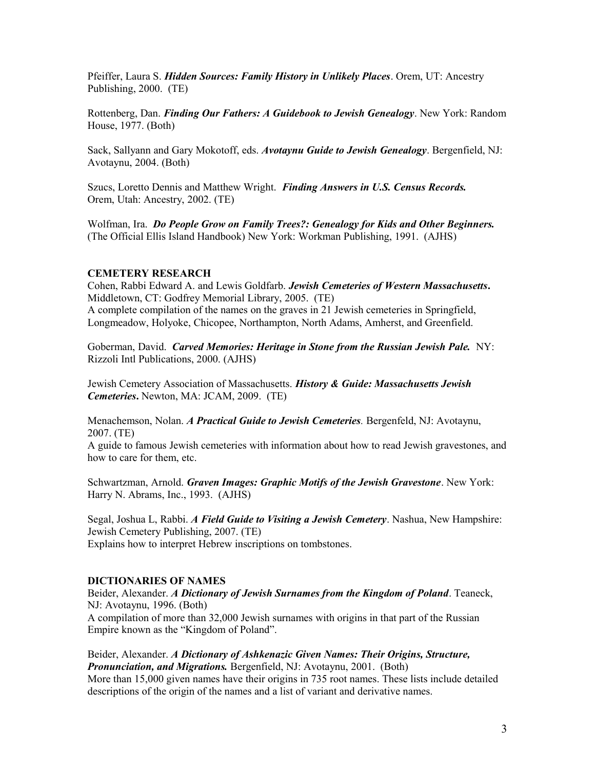Pfeiffer, Laura S. ***Hidden Sources: Family History in Unlikely Places***. Orem, UT: Ancestry Publishing, 2000. (TE)

Rottenberg, Dan. ***Finding Our Fathers: A Guidebook to Jewish Genealogy***. New York: Random House, 1977. (Both)

Sack, Sallyann and Gary Mokotoff, eds. ***Avotaynu Guide to Jewish Genealogy***. Bergenfield, NJ: Avotaynu, 2004. (Both)

Szucs, Loretto Dennis and Matthew Wright. ***Finding Answers in U.S. Census Records.*** Orem, Utah: Ancestry, 2002. (TE)

Wolfman, Ira. ***Do People Grow on Family Trees?: Genealogy for Kids and Other Beginners.*** (The Official Ellis Island Handbook) New York: Workman Publishing, 1991. (AJHS)

## CEMETERY RESEARCH

Cohen, Rabbi Edward A. and Lewis Goldfarb. ***Jewish Cemeteries of Western Massachusetts*.** Middletown, CT: Godfrey Memorial Library, 2005. (TE)
A complete compilation of the names on the graves in 21 Jewish cemeteries in Springfield, Longmeadow, Holyoke, Chicopee, Northampton, North Adams, Amherst, and Greenfield.

Goberman, David. ***Carved Memories: Heritage in Stone from the Russian Jewish Pale.*** NY: Rizzoli Intl Publications, 2000. (AJHS)

Jewish Cemetery Association of Massachusetts. ***History & Guide: Massachusetts Jewish Cemeteries*.** Newton, MA: JCAM, 2009. (TE)

Menachemson, Nolan. ***A Practical Guide to Jewish Cemeteries.*** Bergenfeld, NJ: Avotaynu, 2007. (TE)
A guide to famous Jewish cemeteries with information about how to read Jewish gravestones, and how to care for them, etc.

Schwartzman, Arnold. ***Graven Images: Graphic Motifs of the Jewish Gravestone***. New York: Harry N. Abrams, Inc., 1993. (AJHS)

Segal, Joshua L, Rabbi. ***A Field Guide to Visiting a Jewish Cemetery***. Nashua, New Hampshire: Jewish Cemetery Publishing, 2007. (TE)
Explains how to interpret Hebrew inscriptions on tombstones.

## DICTIONARIES OF NAMES

Beider, Alexander. ***A Dictionary of Jewish Surnames from the Kingdom of Poland***. Teaneck, NJ: Avotaynu, 1996. (Both)
A compilation of more than 32,000 Jewish surnames with origins in that part of the Russian Empire known as the "Kingdom of Poland".

Beider, Alexander. ***A Dictionary of Ashkenazic Given Names: Their Origins, Structure, Pronunciation, and Migrations.*** Bergenfield, NJ: Avotaynu, 2001. (Both)
More than 15,000 given names have their origins in 735 root names. These lists include detailed descriptions of the origin of the names and a list of variant and derivative names.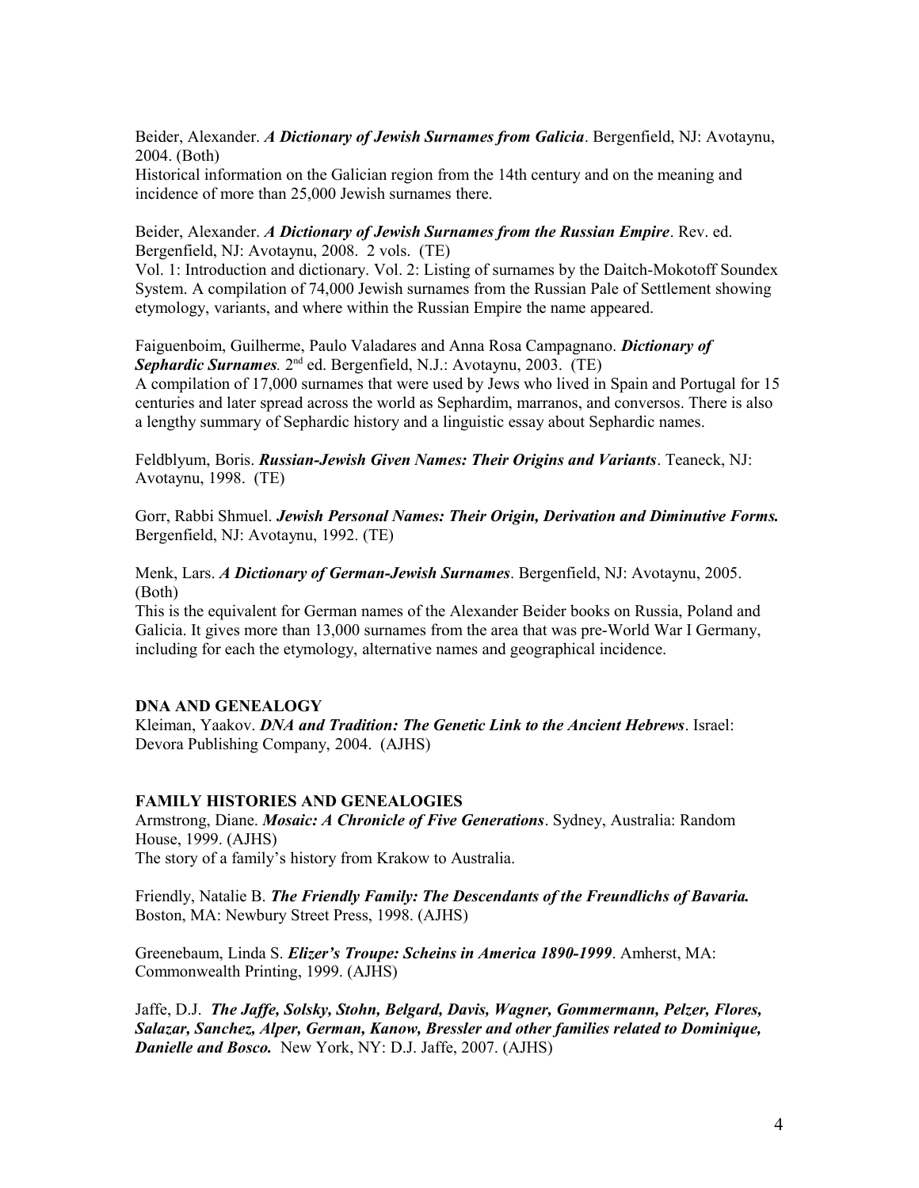Beider, Alexander. ***A Dictionary of Jewish Surnames from Galicia***. Bergenfield, NJ: Avotaynu, 2004. (Both)
Historical information on the Galician region from the 14th century and on the meaning and incidence of more than 25,000 Jewish surnames there.

Beider, Alexander. ***A Dictionary of Jewish Surnames from the Russian Empire***. Rev. ed. Bergenfield, NJ: Avotaynu, 2008. 2 vols. (TE)
Vol. 1: Introduction and dictionary. Vol. 2: Listing of surnames by the Daitch-Mokotoff Soundex System. A compilation of 74,000 Jewish surnames from the Russian Pale of Settlement showing etymology, variants, and where within the Russian Empire the name appeared.

Faiguenboim, Guilherme, Paulo Valadares and Anna Rosa Campagnano. ***Dictionary of Sephardic Surnames***. 2nd ed. Bergenfield, N.J.: Avotaynu, 2003. (TE)
A compilation of 17,000 surnames that were used by Jews who lived in Spain and Portugal for 15 centuries and later spread across the world as Sephardim, marranos, and conversos. There is also a lengthy summary of Sephardic history and a linguistic essay about Sephardic names.

Feldblyum, Boris. ***Russian-Jewish Given Names: Their Origins and Variants***. Teaneck, NJ: Avotaynu, 1998. (TE)

Gorr, Rabbi Shmuel. ***Jewish Personal Names: Their Origin, Derivation and Diminutive Forms.*** Bergenfield, NJ: Avotaynu, 1992. (TE)

Menk, Lars. ***A Dictionary of German-Jewish Surnames***. Bergenfield, NJ: Avotaynu, 2005. (Both)
This is the equivalent for German names of the Alexander Beider books on Russia, Poland and Galicia. It gives more than 13,000 surnames from the area that was pre-World War I Germany, including for each the etymology, alternative names and geographical incidence.

**DNA AND GENEALOGY**

Kleiman, Yaakov. ***DNA and Tradition: The Genetic Link to the Ancient Hebrews***. Israel: Devora Publishing Company, 2004. (AJHS)

**FAMILY HISTORIES AND GENEALOGIES**

Armstrong, Diane. ***Mosaic: A Chronicle of Five Generations***. Sydney, Australia: Random House, 1999. (AJHS)
The story of a family's history from Krakow to Australia.

Friendly, Natalie B. ***The Friendly Family: The Descendants of the Freundlichs of Bavaria.*** Boston, MA: Newbury Street Press, 1998. (AJHS)

Greenebaum, Linda S. ***Elizer's Troupe: Scheins in America 1890-1999***. Amherst, MA: Commonwealth Printing, 1999. (AJHS)

Jaffe, D.J. ***The Jaffe, Solsky, Stohn, Belgard, Davis, Wagner, Gommermann, Pelzer, Flores, Salazar, Sanchez, Alper, German, Kanow, Bressler and other families related to Dominique, Danielle and Bosco.*** New York, NY: D.J. Jaffe, 2007. (AJHS)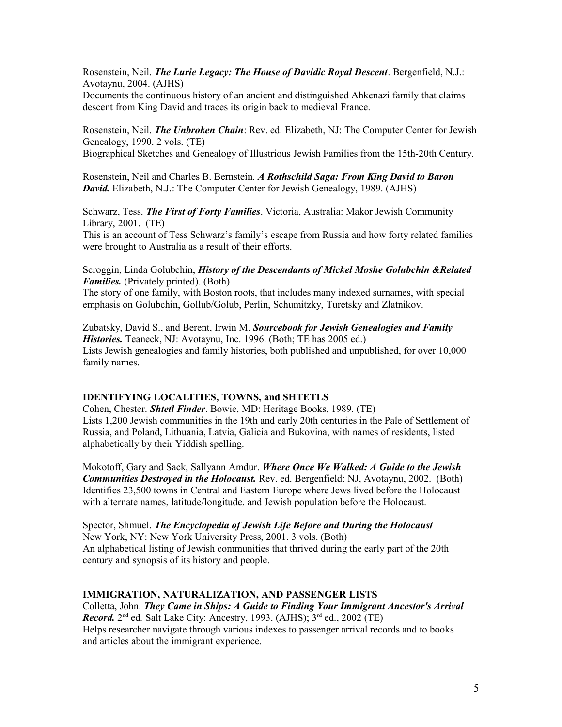Rosenstein, Neil. ***The Lurie Legacy: The House of Davidic Royal Descent***. Bergenfield, N.J.: Avotaynu, 2004. (AJHS)
Documents the continuous history of an ancient and distinguished Ahkenazi family that claims descent from King David and traces its origin back to medieval France.

Rosenstein, Neil. ***The Unbroken Chain***: Rev. ed. Elizabeth, NJ: The Computer Center for Jewish Genealogy, 1990. 2 vols. (TE)
Biographical Sketches and Genealogy of Illustrious Jewish Families from the 15th-20th Century.

Rosenstein, Neil and Charles B. Bernstein. ***A Rothschild Saga: From King David to Baron David.*** Elizabeth, N.J.: The Computer Center for Jewish Genealogy, 1989. (AJHS)

Schwarz, Tess. ***The First of Forty Families***. Victoria, Australia: Makor Jewish Community Library, 2001. (TE)
This is an account of Tess Schwarz's family's escape from Russia and how forty related families were brought to Australia as a result of their efforts.

Scroggin, Linda Golubchin, ***History of the Descendants of Mickel Moshe Golubchin &Related Families.*** (Privately printed). (Both)
The story of one family, with Boston roots, that includes many indexed surnames, with special emphasis on Golubchin, Gollub/Golub, Perlin, Schumitzky, Turetsky and Zlatnikov.

Zubatsky, David S., and Berent, Irwin M. ***Sourcebook for Jewish Genealogies and Family Histories.*** Teaneck, NJ: Avotaynu, Inc. 1996. (Both; TE has 2005 ed.)
Lists Jewish genealogies and family histories, both published and unpublished, for over 10,000 family names.

## IDENTIFYING LOCALITIES, TOWNS, and SHTETLS

Cohen, Chester. ***Shtetl Finder***. Bowie, MD: Heritage Books, 1989. (TE)
Lists 1,200 Jewish communities in the 19th and early 20th centuries in the Pale of Settlement of Russia, and Poland, Lithuania, Latvia, Galicia and Bukovina, with names of residents, listed alphabetically by their Yiddish spelling.

Mokotoff, Gary and Sack, Sallyann Amdur. ***Where Once We Walked: A Guide to the Jewish Communities Destroyed in the Holocaust.*** Rev. ed. Bergenfield: NJ, Avotaynu, 2002. (Both)
Identifies 23,500 towns in Central and Eastern Europe where Jews lived before the Holocaust with alternate names, latitude/longitude, and Jewish population before the Holocaust.

Spector, Shmuel. ***The Encyclopedia of Jewish Life Before and During the Holocaust***
New York, NY: New York University Press, 2001. 3 vols. (Both)
An alphabetical listing of Jewish communities that thrived during the early part of the 20th century and synopsis of its history and people.

## IMMIGRATION, NATURALIZATION, AND PASSENGER LISTS

Colletta, John. ***They Came in Ships: A Guide to Finding Your Immigrant Ancestor's Arrival Record.*** 2nd ed. Salt Lake City: Ancestry, 1993. (AJHS); 3rd ed., 2002 (TE)
Helps researcher navigate through various indexes to passenger arrival records and to books and articles about the immigrant experience.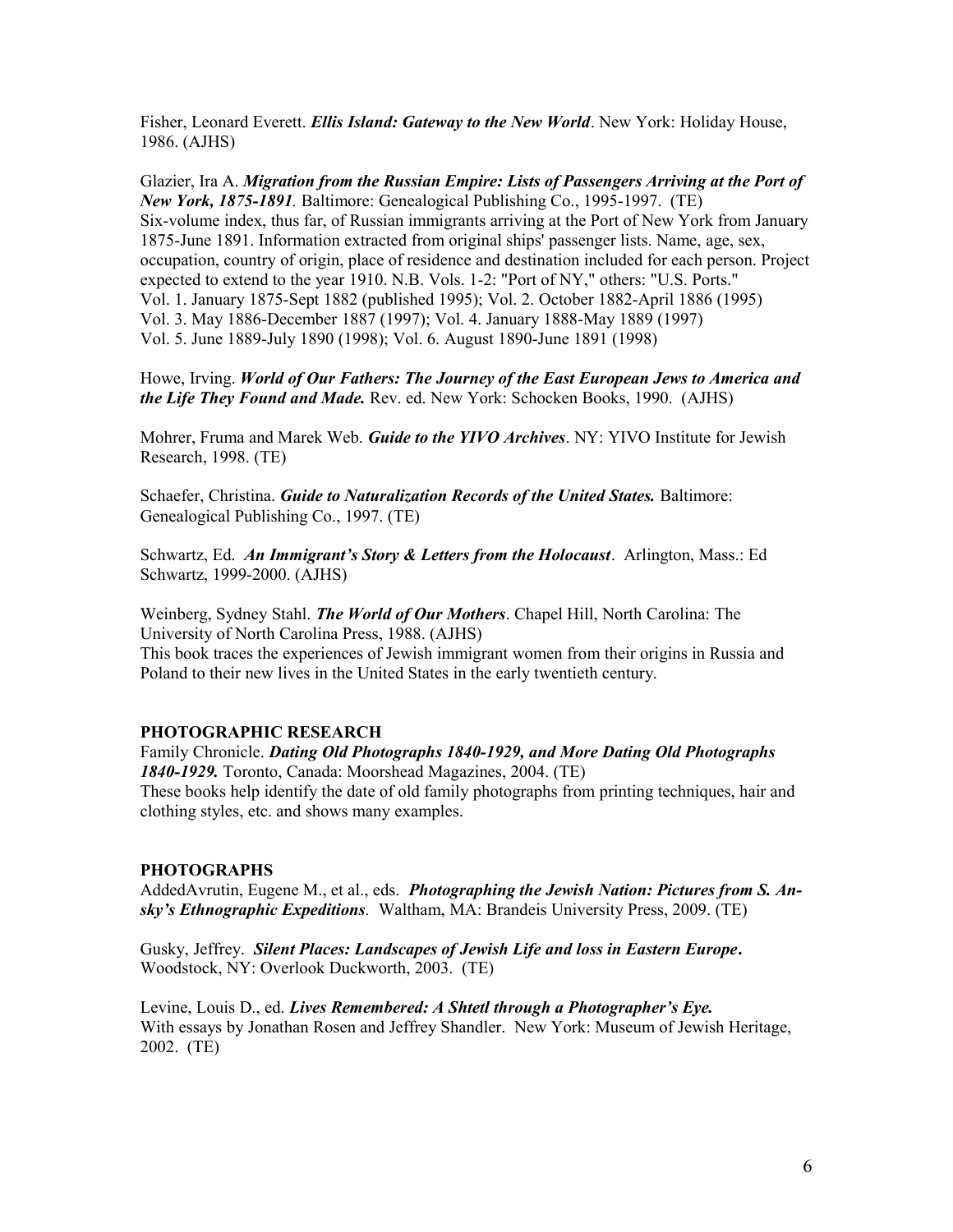Fisher, Leonard Everett. ***Ellis Island: Gateway to the New World***. New York: Holiday House, 1986. (AJHS)

Glazier, Ira A. ***Migration from the Russian Empire: Lists of Passengers Arriving at the Port of New York, 1875-1891***. Baltimore: Genealogical Publishing Co., 1995-1997. (TE)
Six-volume index, thus far, of Russian immigrants arriving at the Port of New York from January 1875-June 1891. Information extracted from original ships' passenger lists. Name, age, sex, occupation, country of origin, place of residence and destination included for each person. Project expected to extend to the year 1910. N.B. Vols. 1-2: "Port of NY," others: "U.S. Ports."
Vol. 1. January 1875-Sept 1882 (published 1995); Vol. 2. October 1882-April 1886 (1995)
Vol. 3. May 1886-December 1887 (1997); Vol. 4. January 1888-May 1889 (1997)
Vol. 5. June 1889-July 1890 (1998); Vol. 6. August 1890-June 1891 (1998)

Howe, Irving. ***World of Our Fathers: The Journey of the East European Jews to America and the Life They Found and Made.*** Rev. ed. New York: Schocken Books, 1990. (AJHS)

Mohrer, Fruma and Marek Web. ***Guide to the YIVO Archives***. NY: YIVO Institute for Jewish Research, 1998. (TE)

Schaefer, Christina. ***Guide to Naturalization Records of the United States.*** Baltimore: Genealogical Publishing Co., 1997. (TE)

Schwartz, Ed. ***An Immigrant's Story & Letters from the Holocaust***. Arlington, Mass.: Ed Schwartz, 1999-2000. (AJHS)

Weinberg, Sydney Stahl. ***The World of Our Mothers***. Chapel Hill, North Carolina: The University of North Carolina Press, 1988. (AJHS)
This book traces the experiences of Jewish immigrant women from their origins in Russia and Poland to their new lives in the United States in the early twentieth century.

### PHOTOGRAPHIC RESEARCH

Family Chronicle. ***Dating Old Photographs 1840-1929, and More Dating Old Photographs 1840-1929.*** Toronto, Canada: Moorshead Magazines, 2004. (TE)
These books help identify the date of old family photographs from printing techniques, hair and clothing styles, etc. and shows many examples.

### PHOTOGRAPHS

AddedAvrutin, Eugene M., et al., eds. ***Photographing the Jewish Nation: Pictures from S. An-sky's Ethnographic Expeditions***. Waltham, MA: Brandeis University Press, 2009. (TE)

Gusky, Jeffrey. ***Silent Places: Landscapes of Jewish Life and loss in Eastern Europe*****.** Woodstock, NY: Overlook Duckworth, 2003. (TE)

Levine, Louis D., ed. ***Lives Remembered: A Shtetl through a Photographer's Eye.*** With essays by Jonathan Rosen and Jeffrey Shandler. New York: Museum of Jewish Heritage, 2002. (TE)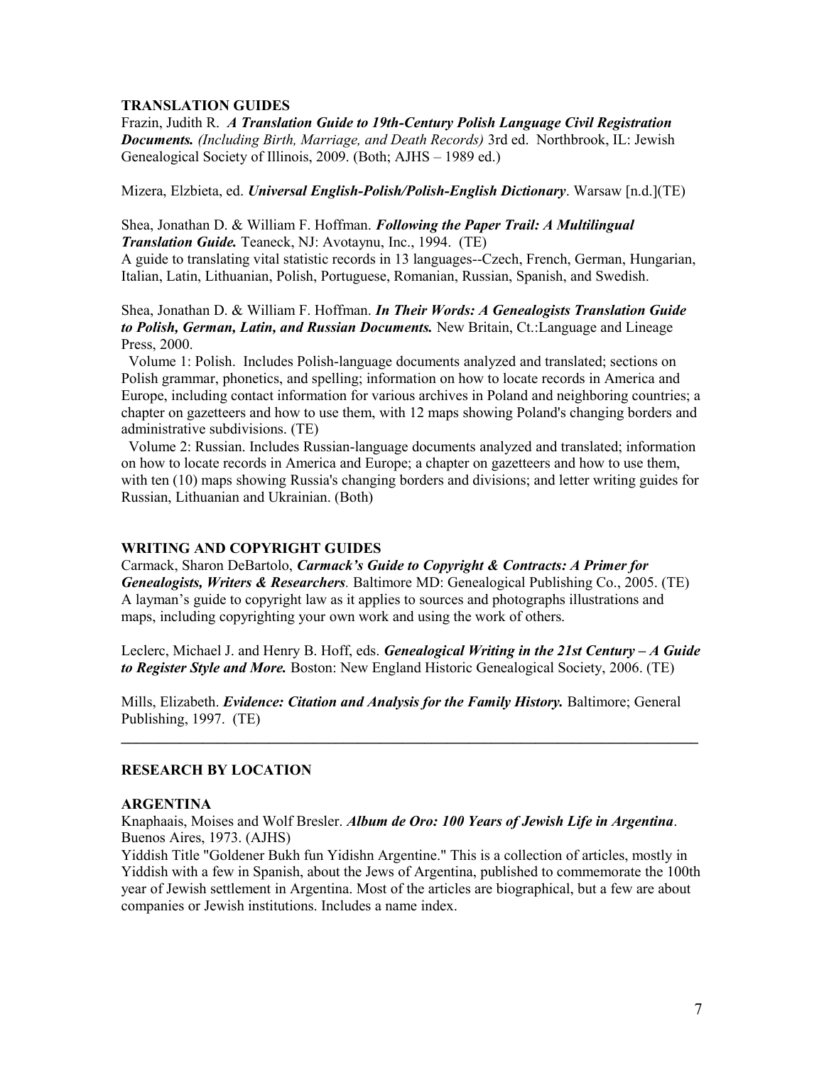### TRANSLATION GUIDES

Frazin, Judith R. ***A Translation Guide to 19th-Century Polish Language Civil Registration Documents.*** *(Including Birth, Marriage, and Death Records)* 3rd ed. Northbrook, IL: Jewish Genealogical Society of Illinois, 2009. (Both; AJHS – 1989 ed.)

Mizera, Elzbieta, ed. ***Universal English-Polish/Polish-English Dictionary***. Warsaw [n.d.](TE)

Shea, Jonathan D. & William F. Hoffman. ***Following the Paper Trail: A Multilingual Translation Guide.*** Teaneck, NJ: Avotaynu, Inc., 1994. (TE)
A guide to translating vital statistic records in 13 languages--Czech, French, German, Hungarian, Italian, Latin, Lithuanian, Polish, Portuguese, Romanian, Russian, Spanish, and Swedish.

Shea, Jonathan D. & William F. Hoffman. ***In Their Words: A Genealogists Translation Guide to Polish, German, Latin, and Russian Documents.*** New Britain, Ct.:Language and Lineage Press, 2000.

Volume 1: Polish. Includes Polish-language documents analyzed and translated; sections on Polish grammar, phonetics, and spelling; information on how to locate records in America and Europe, including contact information for various archives in Poland and neighboring countries; a chapter on gazetteers and how to use them, with 12 maps showing Poland's changing borders and administrative subdivisions. (TE)

Volume 2: Russian. Includes Russian-language documents analyzed and translated; information on how to locate records in America and Europe; a chapter on gazetteers and how to use them, with ten (10) maps showing Russia's changing borders and divisions; and letter writing guides for Russian, Lithuanian and Ukrainian. (Both)

### WRITING AND COPYRIGHT GUIDES

Carmack, Sharon DeBartolo, ***Carmack's Guide to Copyright & Contracts: A Primer for Genealogists, Writers & Researchers***. Baltimore MD: Genealogical Publishing Co., 2005. (TE)
A layman's guide to copyright law as it applies to sources and photographs illustrations and maps, including copyrighting your own work and using the work of others.

Leclerc, Michael J. and Henry B. Hoff, eds. ***Genealogical Writing in the 21st Century – A Guide to Register Style and More.*** Boston: New England Historic Genealogical Society, 2006. (TE)

Mills, Elizabeth. ***Evidence: Citation and Analysis for the Family History.*** Baltimore; General Publishing, 1997. (TE)

---

## RESEARCH BY LOCATION

### ARGENTINA

Knaphaais, Moises and Wolf Bresler. ***Album de Oro: 100 Years of Jewish Life in Argentina***. Buenos Aires, 1973. (AJHS)
Yiddish Title "Goldener Bukh fun Yidishn Argentine." This is a collection of articles, mostly in Yiddish with a few in Spanish, about the Jews of Argentina, published to commemorate the 100th year of Jewish settlement in Argentina. Most of the articles are biographical, but a few are about companies or Jewish institutions. Includes a name index.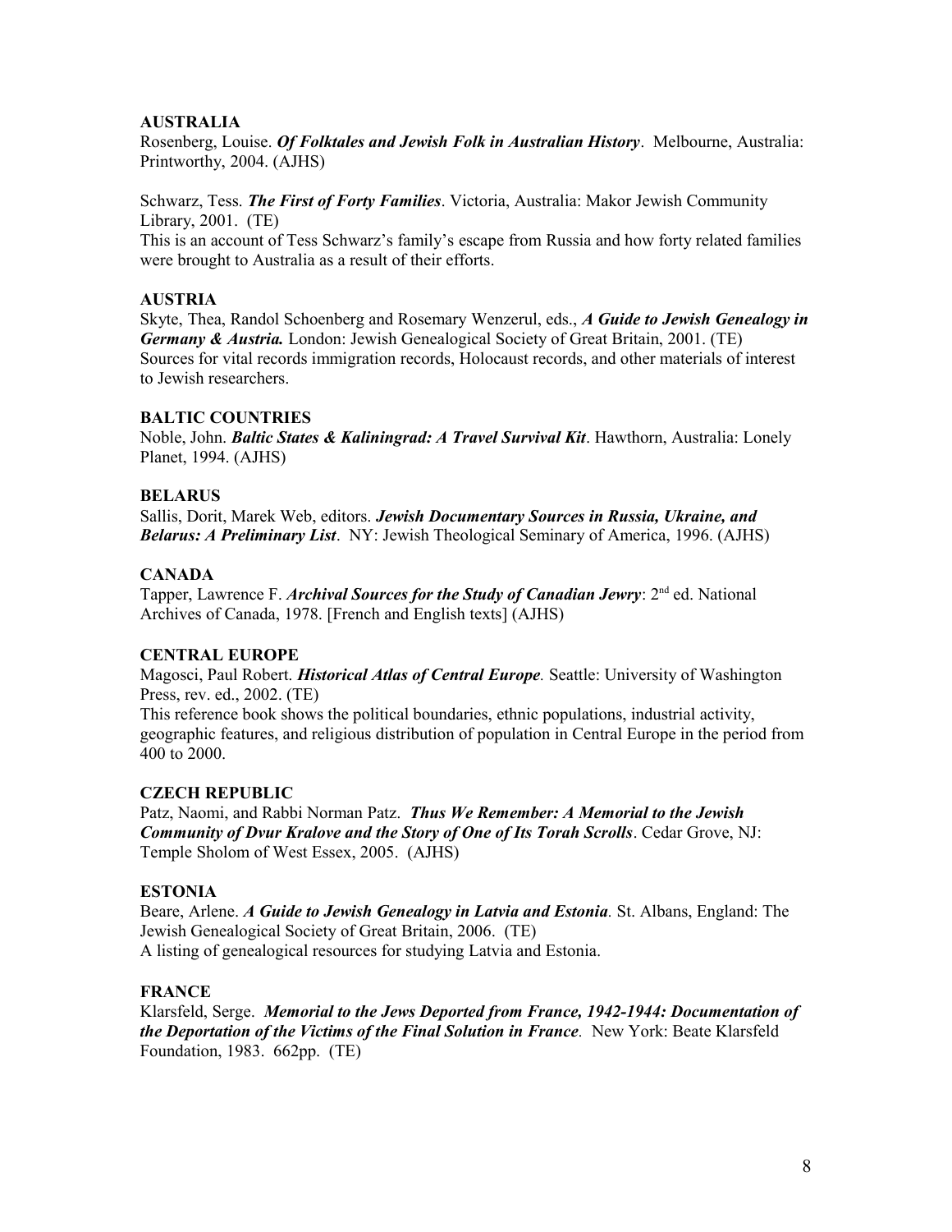## AUSTRALIA

Rosenberg, Louise. ***Of Folktales and Jewish Folk in Australian History***. Melbourne, Australia: Printworthy, 2004. (AJHS)

Schwarz, Tess. ***The First of Forty Families***. Victoria, Australia: Makor Jewish Community Library, 2001. (TE)
This is an account of Tess Schwarz's family's escape from Russia and how forty related families were brought to Australia as a result of their efforts.

## AUSTRIA

Skyte, Thea, Randol Schoenberg and Rosemary Wenzerul, eds., ***A Guide to Jewish Genealogy in Germany & Austria.*** London: Jewish Genealogical Society of Great Britain, 2001. (TE)
Sources for vital records immigration records, Holocaust records, and other materials of interest to Jewish researchers.

## BALTIC COUNTRIES

Noble, John. ***Baltic States & Kaliningrad: A Travel Survival Kit***. Hawthorn, Australia: Lonely Planet, 1994. (AJHS)

## BELARUS

Sallis, Dorit, Marek Web, editors. ***Jewish Documentary Sources in Russia, Ukraine, and Belarus: A Preliminary List***. NY: Jewish Theological Seminary of America, 1996. (AJHS)

## CANADA

Tapper, Lawrence F. ***Archival Sources for the Study of Canadian Jewry***: 2nd ed. National Archives of Canada, 1978. [French and English texts] (AJHS)

## CENTRAL EUROPE

Magosci, Paul Robert. ***Historical Atlas of Central Europe.*** Seattle: University of Washington Press, rev. ed., 2002. (TE)
This reference book shows the political boundaries, ethnic populations, industrial activity, geographic features, and religious distribution of population in Central Europe in the period from 400 to 2000.

## CZECH REPUBLIC

Patz, Naomi, and Rabbi Norman Patz. ***Thus We Remember: A Memorial to the Jewish Community of Dvur Kralove and the Story of One of Its Torah Scrolls***. Cedar Grove, NJ: Temple Sholom of West Essex, 2005. (AJHS)

## ESTONIA

Beare, Arlene. ***A Guide to Jewish Genealogy in Latvia and Estonia.*** St. Albans, England: The Jewish Genealogical Society of Great Britain, 2006. (TE)
A listing of genealogical resources for studying Latvia and Estonia.

## FRANCE

Klarsfeld, Serge. ***Memorial to the Jews Deported from France, 1942-1944: Documentation of the Deportation of the Victims of the Final Solution in France.*** New York: Beate Klarsfeld Foundation, 1983. 662pp. (TE)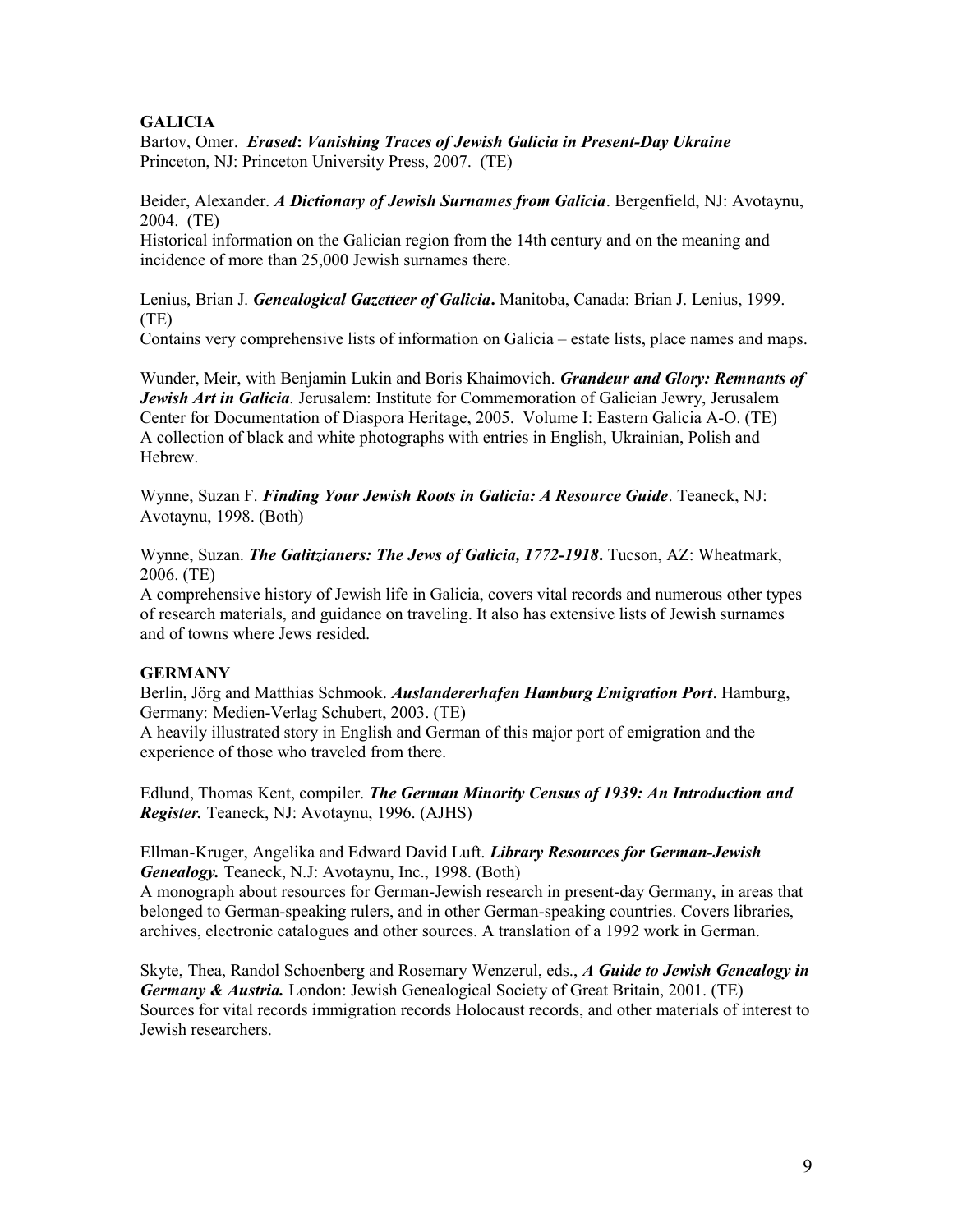## GALICIA

Bartov, Omer. ***Erased*: *Vanishing Traces of Jewish Galicia in Present-Day Ukraine*** Princeton, NJ: Princeton University Press, 2007. (TE)

Beider, Alexander. ***A Dictionary of Jewish Surnames from Galicia***. Bergenfield, NJ: Avotaynu, 2004. (TE)
Historical information on the Galician region from the 14th century and on the meaning and incidence of more than 25,000 Jewish surnames there.

Lenius, Brian J. ***Genealogical Gazetteer of Galicia*.** Manitoba, Canada: Brian J. Lenius, 1999. (TE)
Contains very comprehensive lists of information on Galicia – estate lists, place names and maps.

Wunder, Meir, with Benjamin Lukin and Boris Khaimovich. ***Grandeur and Glory: Remnants of Jewish Art in Galicia*.** Jerusalem: Institute for Commemoration of Galician Jewry, Jerusalem Center for Documentation of Diaspora Heritage, 2005. Volume I: Eastern Galicia A-O. (TE)
A collection of black and white photographs with entries in English, Ukrainian, Polish and Hebrew.

Wynne, Suzan F. ***Finding Your Jewish Roots in Galicia: A Resource Guide***. Teaneck, NJ: Avotaynu, 1998. (Both)

Wynne, Suzan. ***The Galitzianers: The Jews of Galicia, 1772-1918*.** Tucson, AZ: Wheatmark, 2006. (TE)
A comprehensive history of Jewish life in Galicia, covers vital records and numerous other types of research materials, and guidance on traveling. It also has extensive lists of Jewish surnames and of towns where Jews resided.

## GERMANY

Berlin, Jörg and Matthias Schmook. ***Auslandererhafen Hamburg Emigration Port***. Hamburg, Germany: Medien-Verlag Schubert, 2003. (TE)
A heavily illustrated story in English and German of this major port of emigration and the experience of those who traveled from there.

Edlund, Thomas Kent, compiler. ***The German Minority Census of 1939: An Introduction and Register.*** Teaneck, NJ: Avotaynu, 1996. (AJHS)

Ellman-Kruger, Angelika and Edward David Luft. ***Library Resources for German-Jewish Genealogy.*** Teaneck, N.J: Avotaynu, Inc., 1998. (Both)
A monograph about resources for German-Jewish research in present-day Germany, in areas that belonged to German-speaking rulers, and in other German-speaking countries. Covers libraries, archives, electronic catalogues and other sources. A translation of a 1992 work in German.

Skyte, Thea, Randol Schoenberg and Rosemary Wenzerul, eds., ***A Guide to Jewish Genealogy in Germany & Austria.*** London: Jewish Genealogical Society of Great Britain, 2001. (TE)
Sources for vital records immigration records Holocaust records, and other materials of interest to Jewish researchers.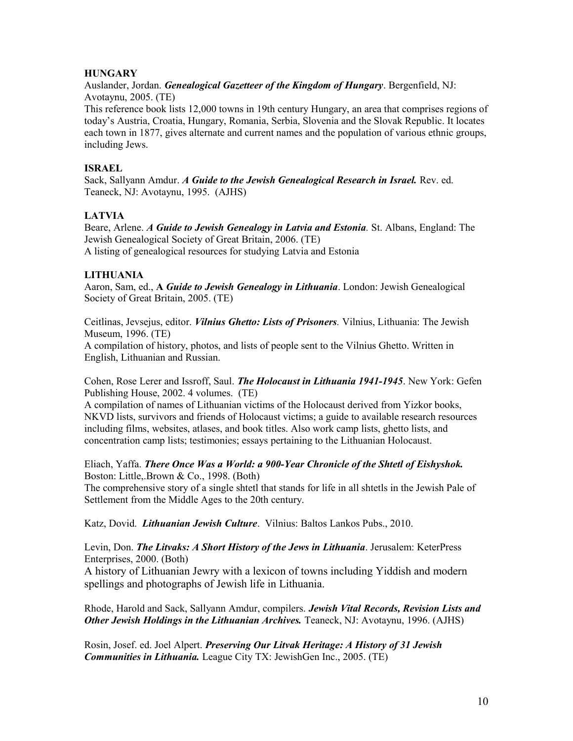**HUNGARY**

Auslander, Jordan. ***Genealogical Gazetteer of the Kingdom of Hungary***. Bergenfield, NJ: Avotaynu, 2005. (TE)

This reference book lists 12,000 towns in 19th century Hungary, an area that comprises regions of today's Austria, Croatia, Hungary, Romania, Serbia, Slovenia and the Slovak Republic. It locates each town in 1877, gives alternate and current names and the population of various ethnic groups, including Jews.

**ISRAEL**

Sack, Sallyann Amdur. ***A Guide to the Jewish Genealogical Research in Israel.*** Rev. ed. Teaneck, NJ: Avotaynu, 1995. (AJHS)

**LATVIA**

Beare, Arlene. ***A Guide to Jewish Genealogy in Latvia and Estonia****.* St. Albans, England: The Jewish Genealogical Society of Great Britain, 2006. (TE)

A listing of genealogical resources for studying Latvia and Estonia

**LITHUANIA**

Aaron, Sam, ed., **A *Guide to Jewish Genealogy in Lithuania***. London: Jewish Genealogical Society of Great Britain, 2005. (TE)

Ceitlinas, Jevsejus, editor. ***Vilnius Ghetto: Lists of Prisoners****.* Vilnius, Lithuania: The Jewish Museum, 1996. (TE)

A compilation of history, photos, and lists of people sent to the Vilnius Ghetto. Written in English, Lithuanian and Russian.

Cohen, Rose Lerer and Issroff, Saul. ***The Holocaust in Lithuania 1941-1945***. New York: Gefen Publishing House, 2002. 4 volumes. (TE)

A compilation of names of Lithuanian victims of the Holocaust derived from Yizkor books, NKVD lists, survivors and friends of Holocaust victims; a guide to available research resources including films, websites, atlases, and book titles. Also work camp lists, ghetto lists, and concentration camp lists; testimonies; essays pertaining to the Lithuanian Holocaust.

Eliach, Yaffa. ***There Once Was a World: a 900-Year Chronicle of the Shtetl of Eishyshok.*** Boston: Little,.Brown & Co., 1998. (Both)

The comprehensive story of a single shtetl that stands for life in all shtetls in the Jewish Pale of Settlement from the Middle Ages to the 20th century.

Katz, Dovid. ***Lithuanian Jewish Culture***. Vilnius: Baltos Lankos Pubs., 2010.

Levin, Don. ***The Litvaks: A Short History of the Jews in Lithuania***. Jerusalem: KeterPress Enterprises, 2000. (Both)

A history of Lithuanian Jewry with a lexicon of towns including Yiddish and modern spellings and photographs of Jewish life in Lithuania.

Rhode, Harold and Sack, Sallyann Amdur, compilers. ***Jewish Vital Records, Revision Lists and Other Jewish Holdings in the Lithuanian Archives.*** Teaneck, NJ: Avotaynu, 1996. (AJHS)

Rosin, Josef. ed. Joel Alpert. ***Preserving Our Litvak Heritage: A History of 31 Jewish Communities in Lithuania.*** League City TX: JewishGen Inc., 2005. (TE)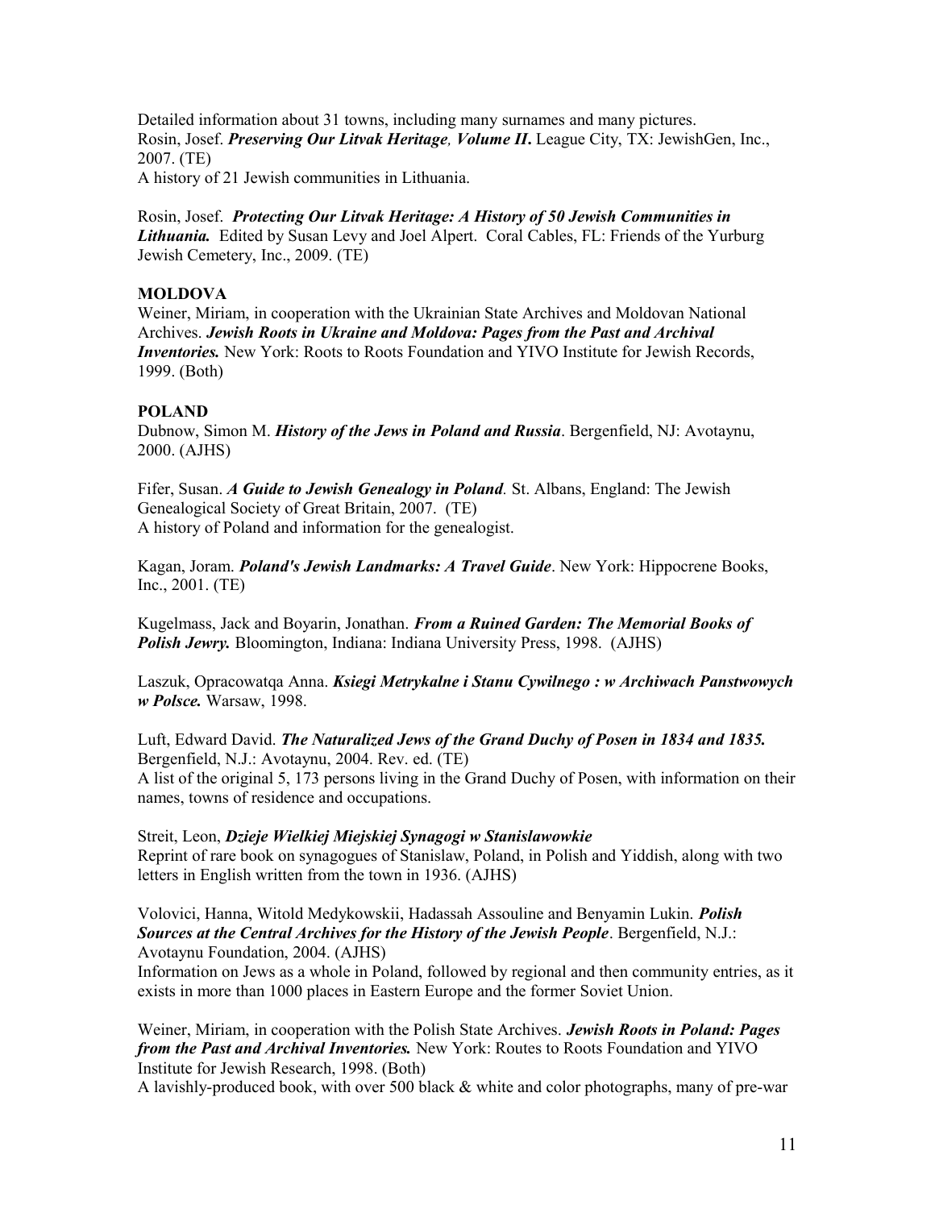Detailed information about 31 towns, including many surnames and many pictures.
Rosin, Josef. ***Preserving Our Litvak Heritage, Volume II*.** League City, TX: JewishGen, Inc., 2007. (TE)
A history of 21 Jewish communities in Lithuania.

Rosin, Josef. ***Protecting Our Litvak Heritage: A History of 50 Jewish Communities in Lithuania.*** Edited by Susan Levy and Joel Alpert. Coral Cables, FL: Friends of the Yurburg Jewish Cemetery, Inc., 2009. (TE)

**MOLDOVA**
Weiner, Miriam, in cooperation with the Ukrainian State Archives and Moldovan National Archives. ***Jewish Roots in Ukraine and Moldova: Pages from the Past and Archival Inventories.*** New York: Roots to Roots Foundation and YIVO Institute for Jewish Records, 1999. (Both)

**POLAND**
Dubnow, Simon M. ***History of the Jews in Poland and Russia***. Bergenfield, NJ: Avotaynu, 2000. (AJHS)

Fifer, Susan. ***A Guide to Jewish Genealogy in Poland*.** St. Albans, England: The Jewish Genealogical Society of Great Britain, 2007. (TE)
A history of Poland and information for the genealogist.

Kagan, Joram. ***Poland's Jewish Landmarks: A Travel Guide***. New York: Hippocrene Books, Inc., 2001. (TE)

Kugelmass, Jack and Boyarin, Jonathan. ***From a Ruined Garden: The Memorial Books of Polish Jewry.*** Bloomington, Indiana: Indiana University Press, 1998. (AJHS)

Laszuk, Opracowatqa Anna. ***Ksiegi Metrykalne i Stanu Cywilnego : w Archiwach Panstwowych w Polsce.*** Warsaw, 1998.

Luft, Edward David. ***The Naturalized Jews of the Grand Duchy of Posen in 1834 and 1835.*** Bergenfield, N.J.: Avotaynu, 2004. Rev. ed. (TE)
A list of the original 5, 173 persons living in the Grand Duchy of Posen, with information on their names, towns of residence and occupations.

Streit, Leon, ***Dzieje Wielkiej Miejskiej Synagogi w Stanislawowkie***
Reprint of rare book on synagogues of Stanislaw, Poland, in Polish and Yiddish, along with two letters in English written from the town in 1936. (AJHS)

Volovici, Hanna, Witold Medykowskii, Hadassah Assouline and Benyamin Lukin. ***Polish Sources at the Central Archives for the History of the Jewish People***. Bergenfield, N.J.: Avotaynu Foundation, 2004. (AJHS)
Information on Jews as a whole in Poland, followed by regional and then community entries, as it exists in more than 1000 places in Eastern Europe and the former Soviet Union.

Weiner, Miriam, in cooperation with the Polish State Archives. ***Jewish Roots in Poland: Pages from the Past and Archival Inventories.*** New York: Routes to Roots Foundation and YIVO Institute for Jewish Research, 1998. (Both)
A lavishly-produced book, with over 500 black & white and color photographs, many of pre-war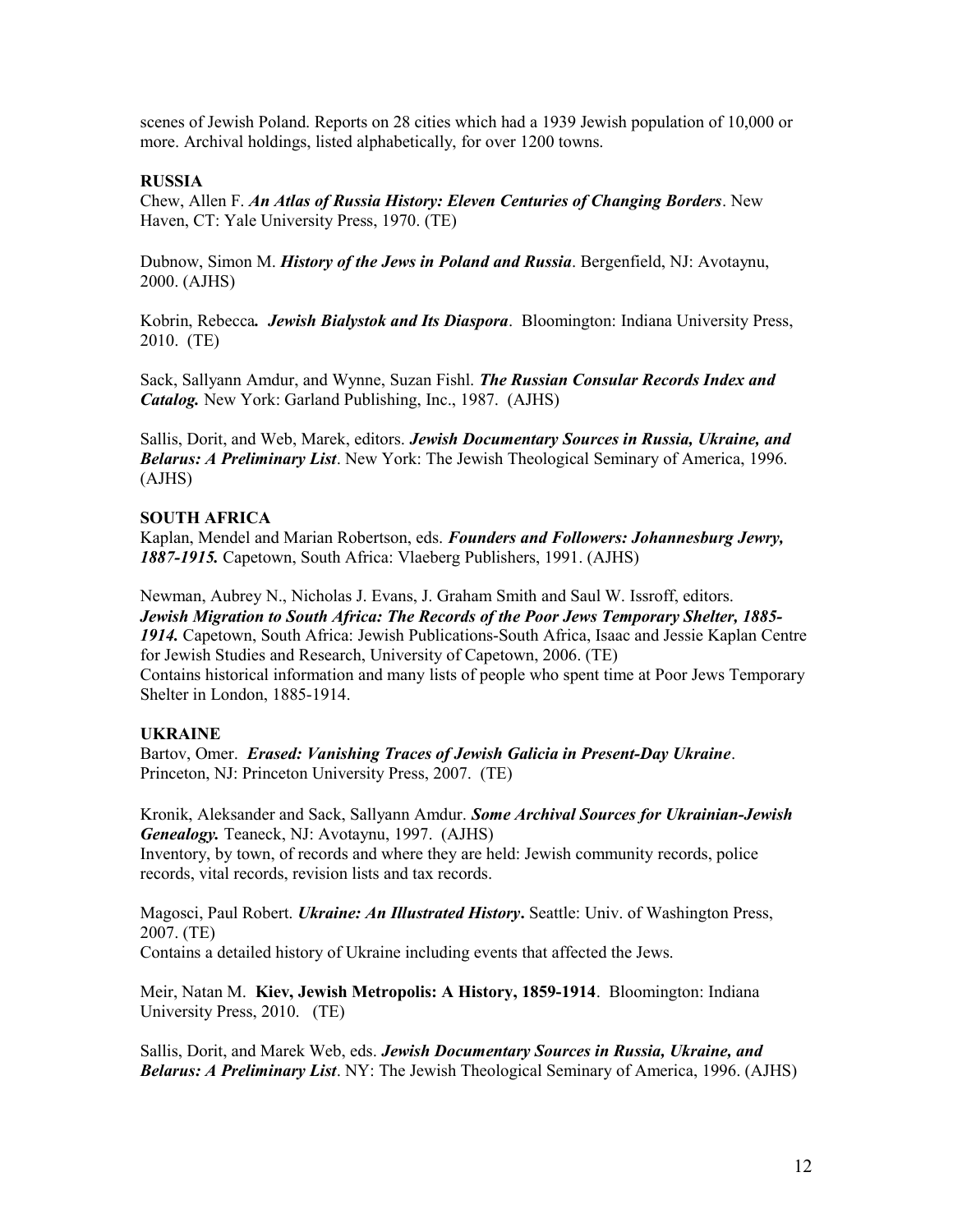scenes of Jewish Poland. Reports on 28 cities which had a 1939 Jewish population of 10,000 or more. Archival holdings, listed alphabetically, for over 1200 towns.

**RUSSIA**

Chew, Allen F. ***An Atlas of Russia History: Eleven Centuries of Changing Borders***. New Haven, CT: Yale University Press, 1970. (TE)

Dubnow, Simon M. ***History of the Jews in Poland and Russia***. Bergenfield, NJ: Avotaynu, 2000. (AJHS)

Kobrin, Rebecca***.*** ***Jewish Bialystok and Its Diaspora***. Bloomington: Indiana University Press, 2010. (TE)

Sack, Sallyann Amdur, and Wynne, Suzan Fishl. ***The Russian Consular Records Index and Catalog.*** New York: Garland Publishing, Inc., 1987. (AJHS)

Sallis, Dorit, and Web, Marek, editors. ***Jewish Documentary Sources in Russia, Ukraine, and Belarus: A Preliminary List***. New York: The Jewish Theological Seminary of America, 1996. (AJHS)

**SOUTH AFRICA**

Kaplan, Mendel and Marian Robertson, eds. ***Founders and Followers: Johannesburg Jewry, 1887-1915.*** Capetown, South Africa: Vlaeberg Publishers, 1991. (AJHS)

Newman, Aubrey N., Nicholas J. Evans, J. Graham Smith and Saul W. Issroff, editors. ***Jewish Migration to South Africa: The Records of the Poor Jews Temporary Shelter, 1885-1914.*** Capetown, South Africa: Jewish Publications-South Africa, Isaac and Jessie Kaplan Centre for Jewish Studies and Research, University of Capetown, 2006. (TE)
Contains historical information and many lists of people who spent time at Poor Jews Temporary Shelter in London, 1885-1914.

**UKRAINE**

Bartov, Omer. ***Erased: Vanishing Traces of Jewish Galicia in Present-Day Ukraine***. Princeton, NJ: Princeton University Press, 2007. (TE)

Kronik, Aleksander and Sack, Sallyann Amdur. ***Some Archival Sources for Ukrainian-Jewish Genealogy.*** Teaneck, NJ: Avotaynu, 1997. (AJHS)
Inventory, by town, of records and where they are held: Jewish community records, police records, vital records, revision lists and tax records.

Magosci, Paul Robert. ***Ukraine: An Illustrated History*.** Seattle: Univ. of Washington Press, 2007. (TE)
Contains a detailed history of Ukraine including events that affected the Jews.

Meir, Natan M. **Kiev, Jewish Metropolis: A History, 1859-1914**. Bloomington: Indiana University Press, 2010. (TE)

Sallis, Dorit, and Marek Web, eds. ***Jewish Documentary Sources in Russia, Ukraine, and Belarus: A Preliminary List***. NY: The Jewish Theological Seminary of America, 1996. (AJHS)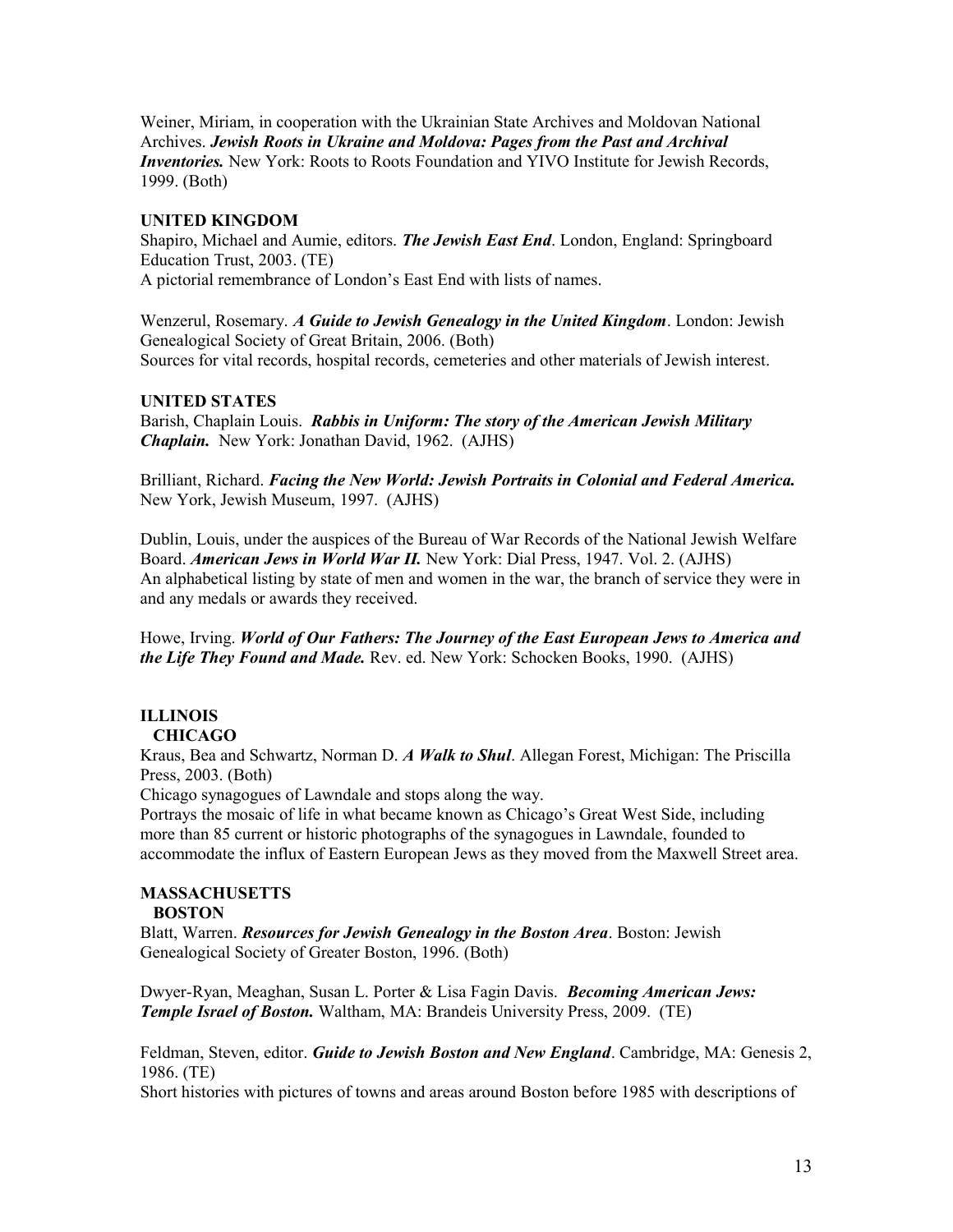Weiner, Miriam, in cooperation with the Ukrainian State Archives and Moldovan National Archives. ***Jewish Roots in Ukraine and Moldova: Pages from the Past and Archival Inventories.*** New York: Roots to Roots Foundation and YIVO Institute for Jewish Records, 1999. (Both)

## UNITED KINGDOM

Shapiro, Michael and Aumie, editors. ***The Jewish East End***. London, England: Springboard Education Trust, 2003. (TE)
A pictorial remembrance of London's East End with lists of names.

Wenzerul, Rosemary. ***A Guide to Jewish Genealogy in the United Kingdom***. London: Jewish Genealogical Society of Great Britain, 2006. (Both)
Sources for vital records, hospital records, cemeteries and other materials of Jewish interest.

## UNITED STATES

Barish, Chaplain Louis. ***Rabbis in Uniform: The story of the American Jewish Military Chaplain.*** New York: Jonathan David, 1962. (AJHS)

Brilliant, Richard. ***Facing the New World: Jewish Portraits in Colonial and Federal America.*** New York, Jewish Museum, 1997. (AJHS)

Dublin, Louis, under the auspices of the Bureau of War Records of the National Jewish Welfare Board. ***American Jews in World War II.*** New York: Dial Press, 1947. Vol. 2. (AJHS)
An alphabetical listing by state of men and women in the war, the branch of service they were in and any medals or awards they received.

Howe, Irving. ***World of Our Fathers: The Journey of the East European Jews to America and the Life They Found and Made.*** Rev. ed. New York: Schocken Books, 1990. (AJHS)

### ILLINOIS

#### CHICAGO

Kraus, Bea and Schwartz, Norman D. ***A Walk to Shul***. Allegan Forest, Michigan: The Priscilla Press, 2003. (Both)
Chicago synagogues of Lawndale and stops along the way.
Portrays the mosaic of life in what became known as Chicago's Great West Side, including more than 85 current or historic photographs of the synagogues in Lawndale, founded to accommodate the influx of Eastern European Jews as they moved from the Maxwell Street area.

### MASSACHUSETTS

#### BOSTON

Blatt, Warren. ***Resources for Jewish Genealogy in the Boston Area***. Boston: Jewish Genealogical Society of Greater Boston, 1996. (Both)

Dwyer-Ryan, Meaghan, Susan L. Porter & Lisa Fagin Davis. ***Becoming American Jews: Temple Israel of Boston.*** Waltham, MA: Brandeis University Press, 2009. (TE)

Feldman, Steven, editor. ***Guide to Jewish Boston and New England***. Cambridge, MA: Genesis 2, 1986. (TE)
Short histories with pictures of towns and areas around Boston before 1985 with descriptions of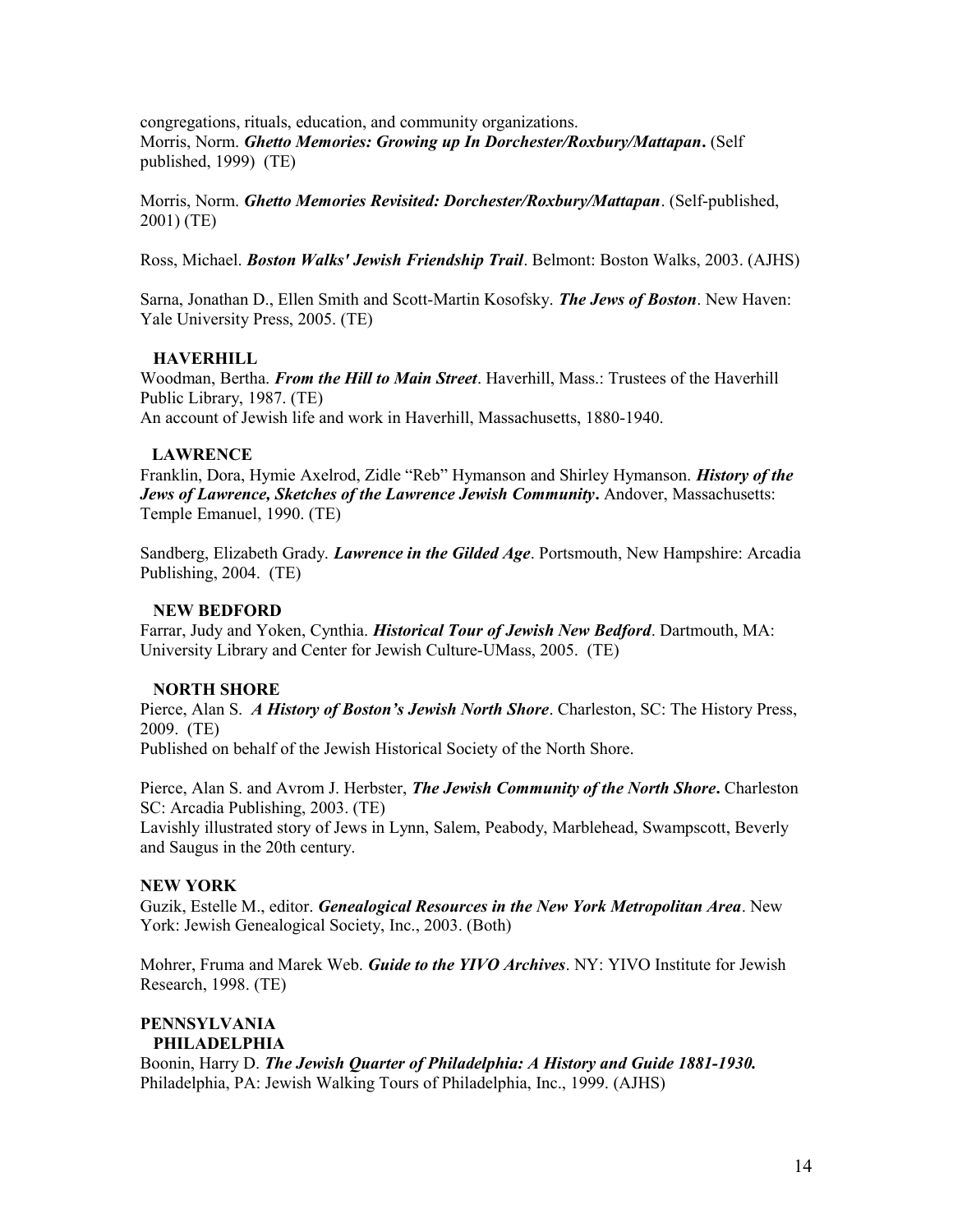congregations, rituals, education, and community organizations.
Morris, Norm. ***Ghetto Memories: Growing up In Dorchester/Roxbury/Mattapan*.** (Self published, 1999) (TE)

Morris, Norm. ***Ghetto Memories Revisited: Dorchester/Roxbury/Mattapan***. (Self-published, 2001) (TE)

Ross, Michael. ***Boston Walks' Jewish Friendship Trail***. Belmont: Boston Walks, 2003. (AJHS)

Sarna, Jonathan D., Ellen Smith and Scott-Martin Kosofsky. ***The Jews of Boston***. New Haven: Yale University Press, 2005. (TE)

### HAVERHILL

Woodman, Bertha. ***From the Hill to Main Street***. Haverhill, Mass.: Trustees of the Haverhill Public Library, 1987. (TE)
An account of Jewish life and work in Haverhill, Massachusetts, 1880-1940.

### LAWRENCE

Franklin, Dora, Hymie Axelrod, Zidle "Reb" Hymanson and Shirley Hymanson. ***History of the Jews of Lawrence, Sketches of the Lawrence Jewish Community*.** Andover, Massachusetts: Temple Emanuel, 1990. (TE)

Sandberg, Elizabeth Grady. ***Lawrence in the Gilded Age***. Portsmouth, New Hampshire: Arcadia Publishing, 2004. (TE)

### NEW BEDFORD

Farrar, Judy and Yoken, Cynthia. ***Historical Tour of Jewish New Bedford***. Dartmouth, MA: University Library and Center for Jewish Culture-UMass, 2005. (TE)

### NORTH SHORE

Pierce, Alan S. ***A History of Boston's Jewish North Shore***. Charleston, SC: The History Press, 2009. (TE)
Published on behalf of the Jewish Historical Society of the North Shore.

Pierce, Alan S. and Avrom J. Herbster, ***The Jewish Community of the North Shore*.** Charleston SC: Arcadia Publishing, 2003. (TE)
Lavishly illustrated story of Jews in Lynn, Salem, Peabody, Marblehead, Swampscott, Beverly and Saugus in the 20th century.

## NEW YORK

Guzik, Estelle M., editor. ***Genealogical Resources in the New York Metropolitan Area***. New York: Jewish Genealogical Society, Inc., 2003. (Both)

Mohrer, Fruma and Marek Web. ***Guide to the YIVO Archives***. NY: YIVO Institute for Jewish Research, 1998. (TE)

## PENNSYLVANIA

### PHILADELPHIA

Boonin, Harry D. ***The Jewish Quarter of Philadelphia: A History and Guide 1881-1930.*** Philadelphia, PA: Jewish Walking Tours of Philadelphia, Inc., 1999. (AJHS)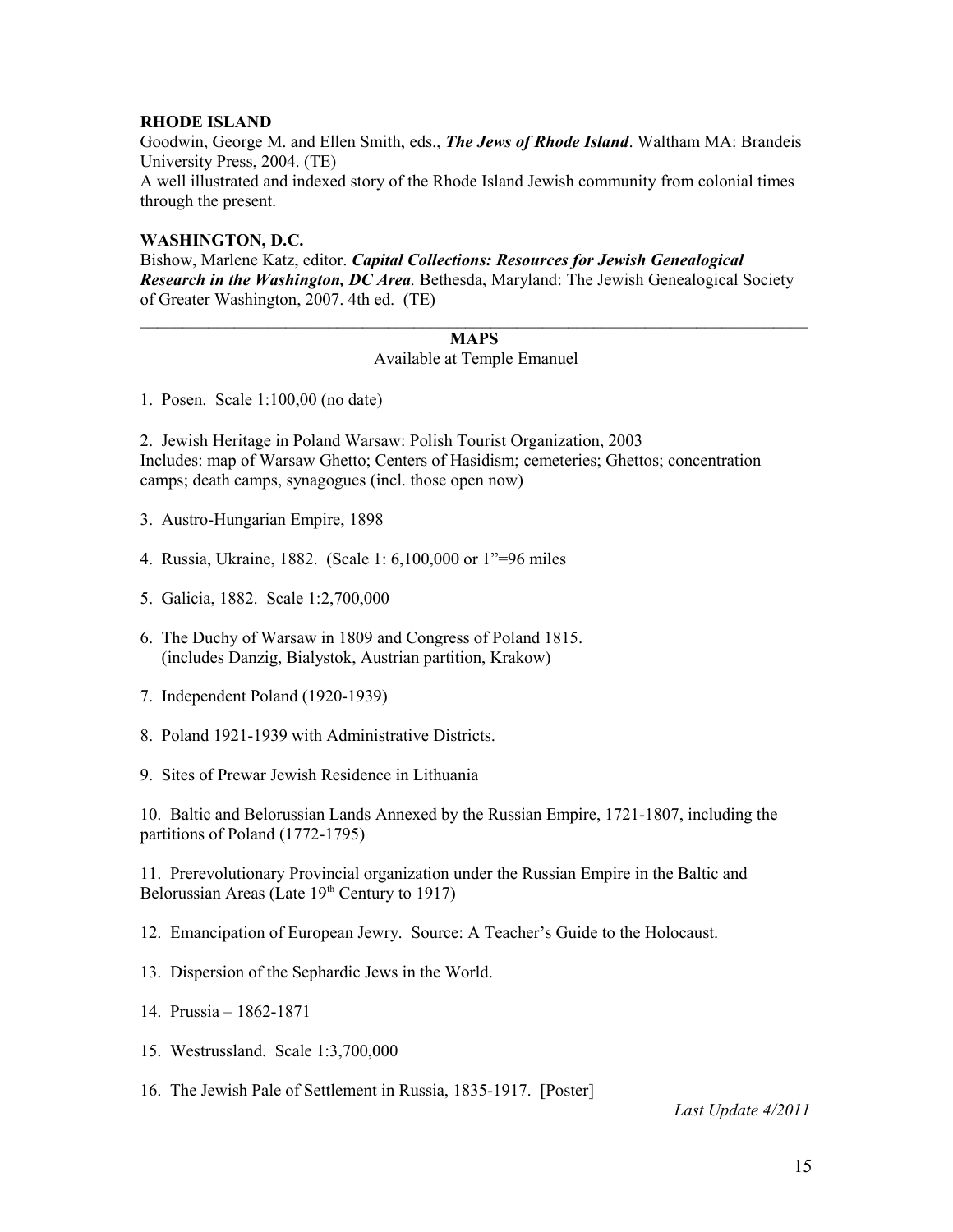**RHODE ISLAND**

Goodwin, George M. and Ellen Smith, eds., ***The Jews of Rhode Island***. Waltham MA: Brandeis University Press, 2004. (TE)

A well illustrated and indexed story of the Rhode Island Jewish community from colonial times through the present.

**WASHINGTON, D.C.**

Bishow, Marlene Katz, editor. ***Capital Collections: Resources for Jewish Genealogical Research in the Washington, DC Area****.* Bethesda, Maryland: The Jewish Genealogical Society of Greater Washington, 2007. 4th ed. (TE)

---

**MAPS**

Available at Temple Emanuel

1. Posen. Scale 1:100,00 (no date)

2. Jewish Heritage in Poland Warsaw: Polish Tourist Organization, 2003
Includes: map of Warsaw Ghetto; Centers of Hasidism; cemeteries; Ghettos; concentration camps; death camps, synagogues (incl. those open now)

3. Austro-Hungarian Empire, 1898

4. Russia, Ukraine, 1882. (Scale 1: 6,100,000 or 1"=96 miles

5. Galicia, 1882. Scale 1:2,700,000

6. The Duchy of Warsaw in 1809 and Congress of Poland 1815.
(includes Danzig, Bialystok, Austrian partition, Krakow)

7. Independent Poland (1920-1939)

8. Poland 1921-1939 with Administrative Districts.

9. Sites of Prewar Jewish Residence in Lithuania

10. Baltic and Belorussian Lands Annexed by the Russian Empire, 1721-1807, including the partitions of Poland (1772-1795)

11. Prerevolutionary Provincial organization under the Russian Empire in the Baltic and Belorussian Areas (Late 19th Century to 1917)

12. Emancipation of European Jewry. Source: A Teacher's Guide to the Holocaust.

13. Dispersion of the Sephardic Jews in the World.

14. Prussia – 1862-1871

15. Westrussland. Scale 1:3,700,000

16. The Jewish Pale of Settlement in Russia, 1835-1917. [Poster]

*Last Update 4/2011*